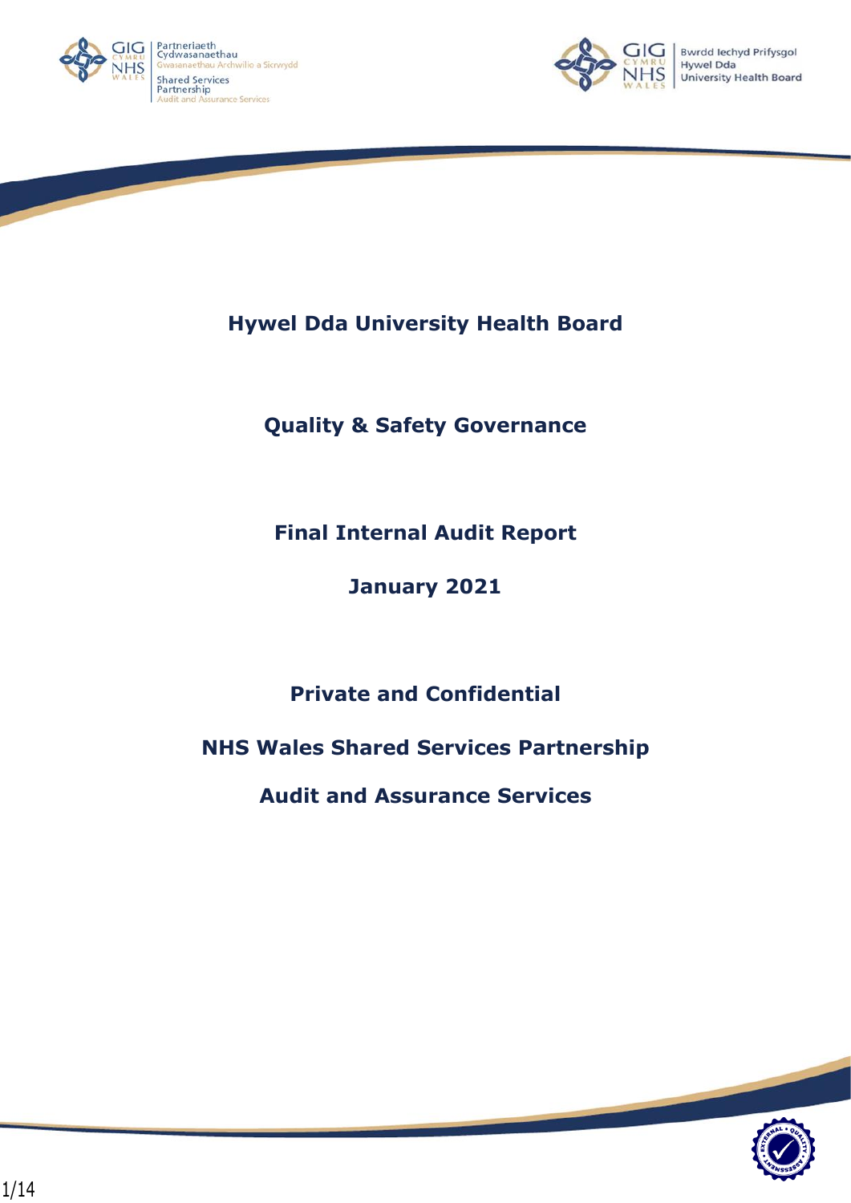# Hywel Dda University Health Board

## Quality & Safety Governance

## Final Internal Audit Report

## January 2021

**Private and Confidential**

**NHS Wales Shared Services Partnership**

**Audit and Assurance Services**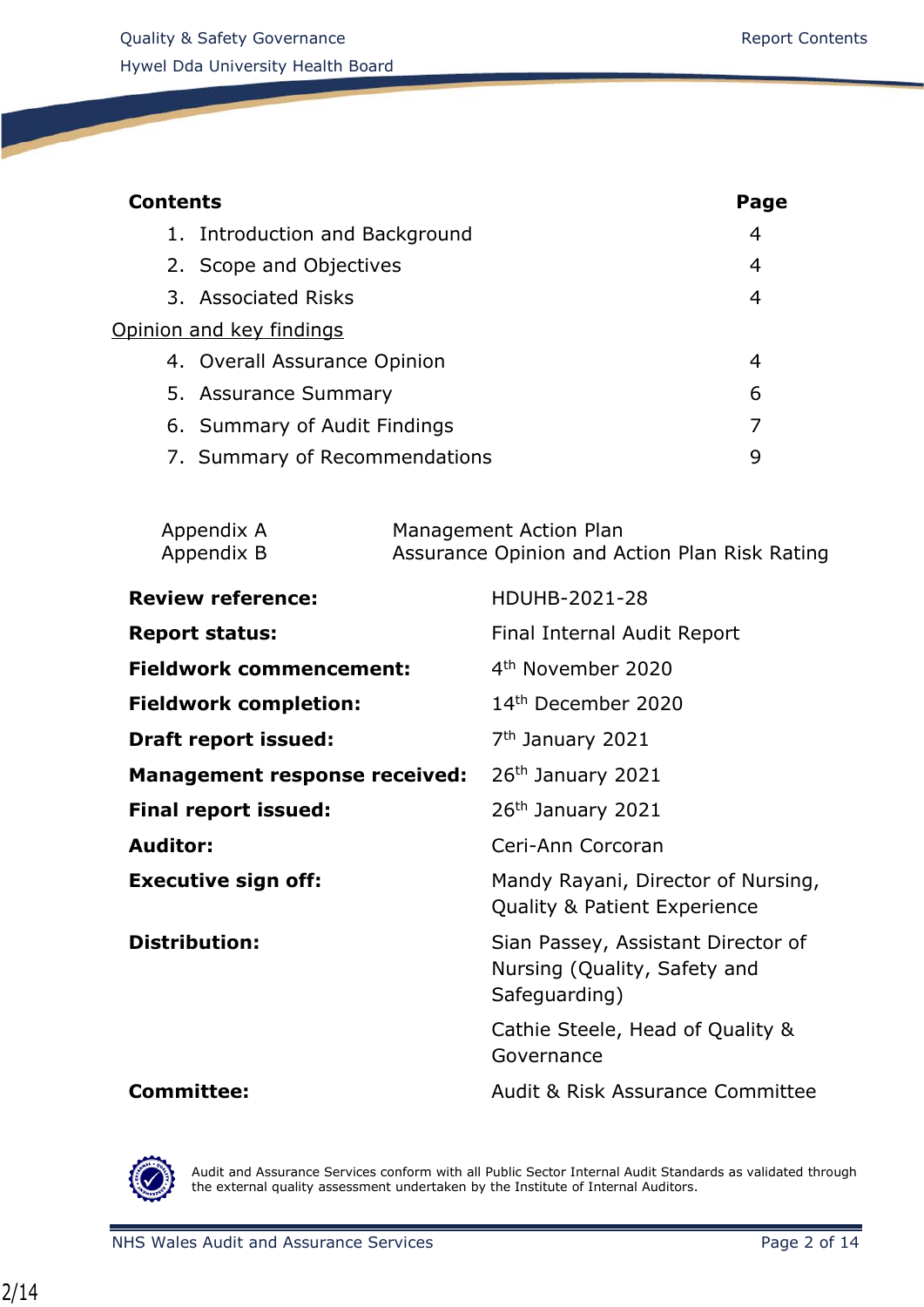| **Contents** | **Page** |
|---|---|
| 1. Introduction and Background | 4 |
| 2. Scope and Objectives | 4 |
| 3. Associated Risks | 4 |
| Opinion and key findings | |
| 4. Overall Assurance Opinion | 4 |
| 5. Assurance Summary | 6 |
| 6. Summary of Audit Findings | 7 |
| 7. Summary of Recommendations | 9 |

| | |
|---|---|
| Appendix A | Management Action Plan |
| Appendix B | Assurance Opinion and Action Plan Risk Rating |

| | |
|---|---|
| **Review reference:** | HDUHB-2021-28 |
| **Report status:** | Final Internal Audit Report |
| **Fieldwork commencement:** | 4th November 2020 |
| **Fieldwork completion:** | 14th December 2020 |
| **Draft report issued:** | 7th January 2021 |
| **Management response received:** | 26th January 2021 |
| **Final report issued:** | 26th January 2021 |
| **Auditor:** | Ceri-Ann Corcoran |
| **Executive sign off:** | Mandy Rayani, Director of Nursing, Quality & Patient Experience |
| **Distribution:** | Sian Passey, Assistant Director of Nursing (Quality, Safety and Safeguarding) |
| | Cathie Steele, Head of Quality & Governance |
| **Committee:** | Audit & Risk Assurance Committee |

Audit and Assurance Services conform with all Public Sector Internal Audit Standards as validated through the external quality assessment undertaken by the Institute of Internal Auditors.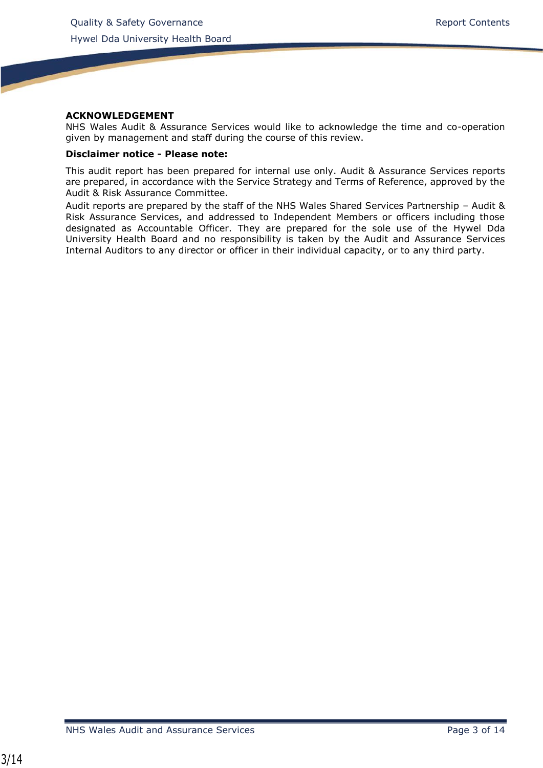**ACKNOWLEDGEMENT**

NHS Wales Audit & Assurance Services would like to acknowledge the time and co-operation given by management and staff during the course of this review.

**Disclaimer notice - Please note:**

This audit report has been prepared for internal use only. Audit & Assurance Services reports are prepared, in accordance with the Service Strategy and Terms of Reference, approved by the Audit & Risk Assurance Committee.

Audit reports are prepared by the staff of the NHS Wales Shared Services Partnership – Audit & Risk Assurance Services, and addressed to Independent Members or officers including those designated as Accountable Officer. They are prepared for the sole use of the Hywel Dda University Health Board and no responsibility is taken by the Audit and Assurance Services Internal Auditors to any director or officer in their individual capacity, or to any third party.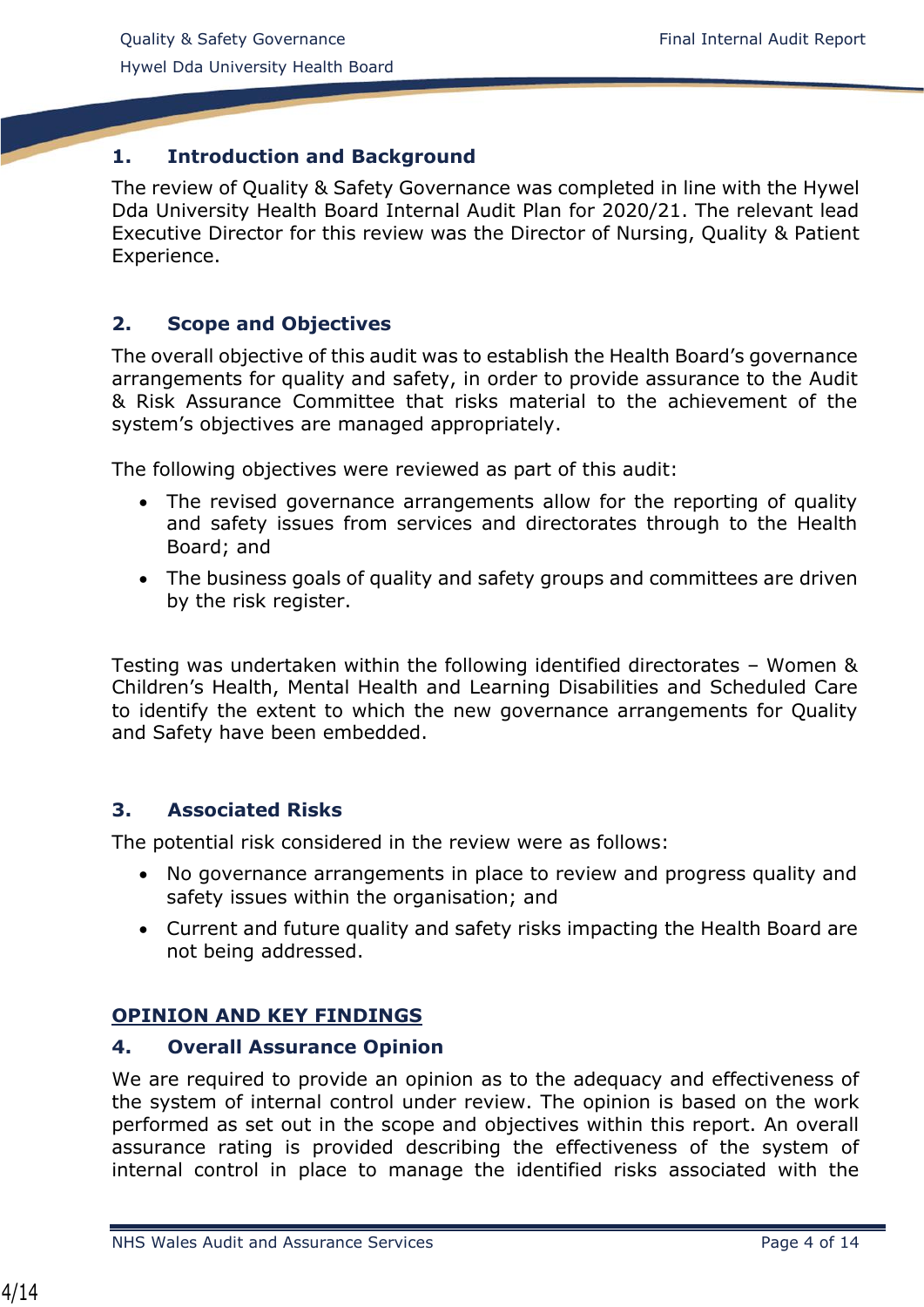## 1. Introduction and Background

The review of Quality & Safety Governance was completed in line with the Hywel Dda University Health Board Internal Audit Plan for 2020/21. The relevant lead Executive Director for this review was the Director of Nursing, Quality & Patient Experience.

## 2. Scope and Objectives

The overall objective of this audit was to establish the Health Board's governance arrangements for quality and safety, in order to provide assurance to the Audit & Risk Assurance Committee that risks material to the achievement of the system's objectives are managed appropriately.

The following objectives were reviewed as part of this audit:

- The revised governance arrangements allow for the reporting of quality and safety issues from services and directorates through to the Health Board; and
- The business goals of quality and safety groups and committees are driven by the risk register.

Testing was undertaken within the following identified directorates – Women & Children's Health, Mental Health and Learning Disabilities and Scheduled Care to identify the extent to which the new governance arrangements for Quality and Safety have been embedded.

## 3. Associated Risks

The potential risk considered in the review were as follows:

- No governance arrangements in place to review and progress quality and safety issues within the organisation; and
- Current and future quality and safety risks impacting the Health Board are not being addressed.

**OPINION AND KEY FINDINGS**

## 4. Overall Assurance Opinion

We are required to provide an opinion as to the adequacy and effectiveness of the system of internal control under review. The opinion is based on the work performed as set out in the scope and objectives within this report. An overall assurance rating is provided describing the effectiveness of the system of internal control in place to manage the identified risks associated with the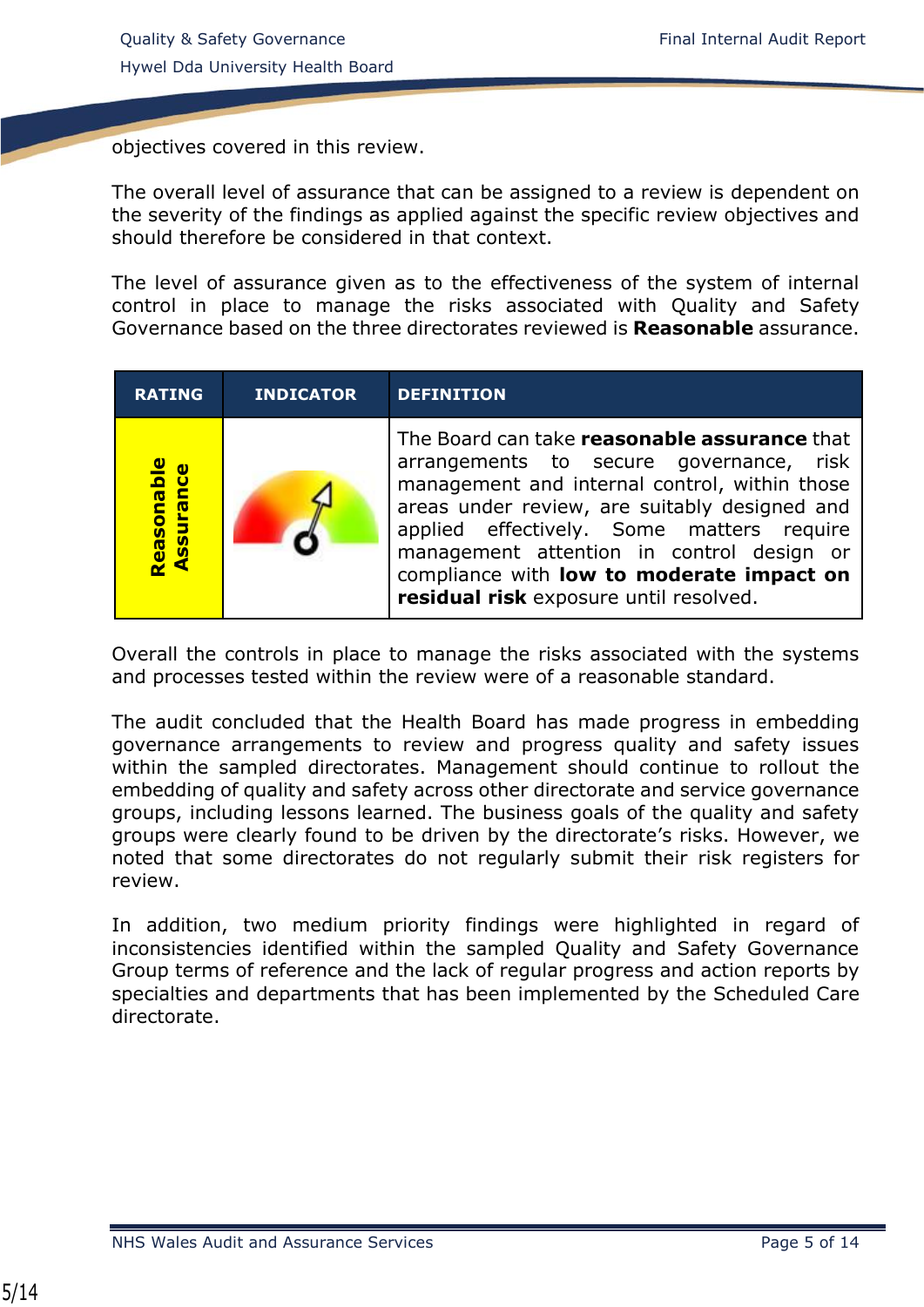objectives covered in this review.

The overall level of assurance that can be assigned to a review is dependent on the severity of the findings as applied against the specific review objectives and should therefore be considered in that context.

The level of assurance given as to the effectiveness of the system of internal control in place to manage the risks associated with Quality and Safety Governance based on the three directorates reviewed is **Reasonable** assurance.

| RATING | INDICATOR | DEFINITION |
|---|---|---|
| **Reasonable Assurance** | | The Board can take **reasonable assurance** that arrangements to secure governance, risk management and internal control, within those areas under review, are suitably designed and applied effectively. Some matters require management attention in control design or compliance with **low to moderate impact on residual risk** exposure until resolved. |

Overall the controls in place to manage the risks associated with the systems and processes tested within the review were of a reasonable standard.

The audit concluded that the Health Board has made progress in embedding governance arrangements to review and progress quality and safety issues within the sampled directorates. Management should continue to rollout the embedding of quality and safety across other directorate and service governance groups, including lessons learned. The business goals of the quality and safety groups were clearly found to be driven by the directorate's risks. However, we noted that some directorates do not regularly submit their risk registers for review.

In addition, two medium priority findings were highlighted in regard of inconsistencies identified within the sampled Quality and Safety Governance Group terms of reference and the lack of regular progress and action reports by specialties and departments that has been implemented by the Scheduled Care directorate.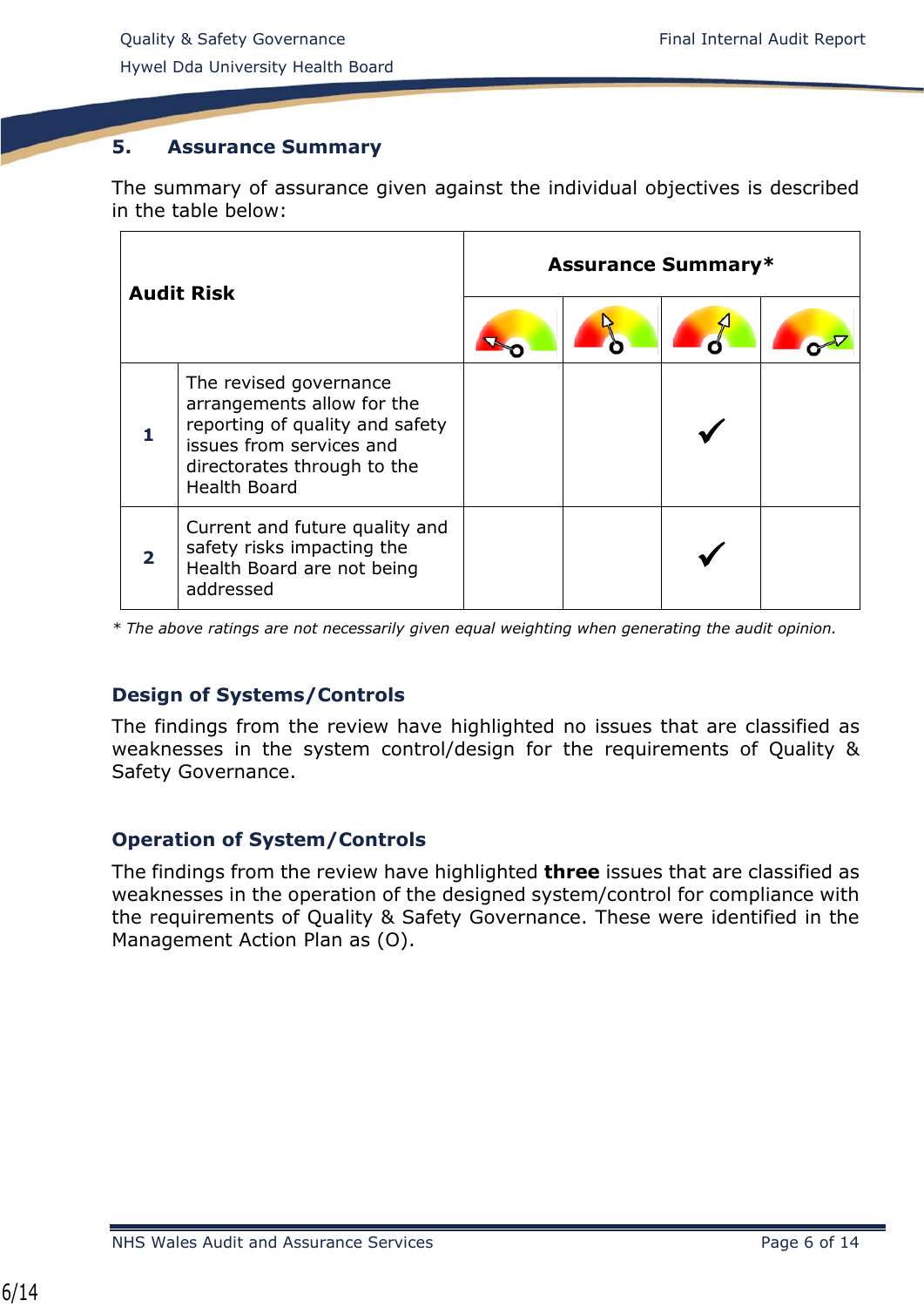## 5. Assurance Summary

The summary of assurance given against the individual objectives is described in the table below:

| | Audit Risk | Assurance Summary* | | | |
|---|---|---|---|---|---|
| | | | | | |
| 1 | The revised governance arrangements allow for the reporting of quality and safety issues from services and directorates through to the Health Board | | | ✓ | |
| 2 | Current and future quality and safety risks impacting the Health Board are not being addressed | | | ✓ | |

*\* The above ratings are not necessarily given equal weighting when generating the audit opinion.*

### Design of Systems/Controls

The findings from the review have highlighted no issues that are classified as weaknesses in the system control/design for the requirements of Quality & Safety Governance.

### Operation of System/Controls

The findings from the review have highlighted **three** issues that are classified as weaknesses in the operation of the designed system/control for compliance with the requirements of Quality & Safety Governance. These were identified in the Management Action Plan as (O).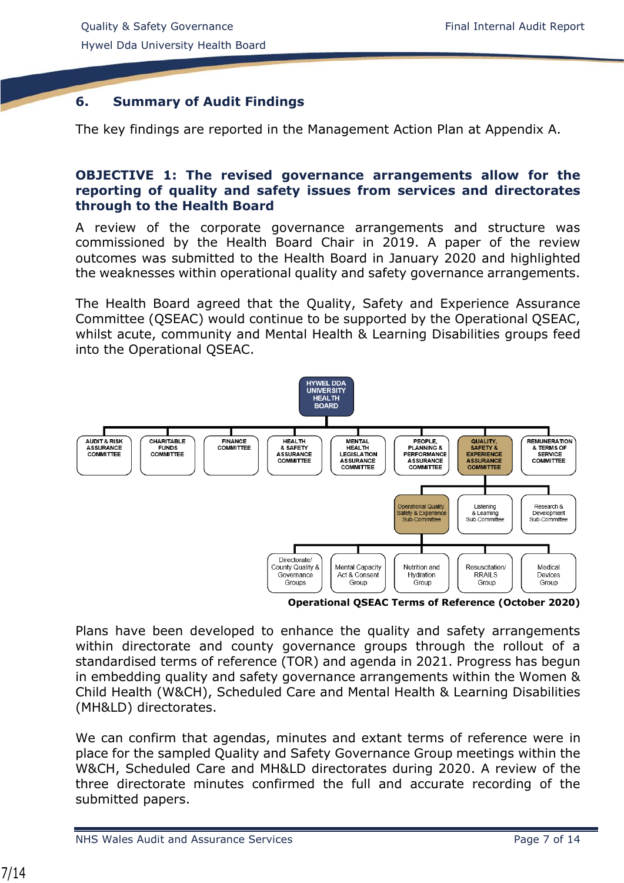## 6. Summary of Audit Findings

The key findings are reported in the Management Action Plan at Appendix A.

### OBJECTIVE 1: The revised governance arrangements allow for the reporting of quality and safety issues from services and directorates through to the Health Board

A review of the corporate governance arrangements and structure was commissioned by the Health Board Chair in 2019. A paper of the review outcomes was submitted to the Health Board in January 2020 and highlighted the weaknesses within operational quality and safety governance arrangements.

The Health Board agreed that the Quality, Safety and Experience Assurance Committee (QSEAC) would continue to be supported by the Operational QSEAC, whilst acute, community and Mental Health & Learning Disabilities groups feed into the Operational QSEAC.

- HYWEL DDA UNIVERSITY HEALTH BOARD
  - AUDIT & RISK ASSURANCE COMMITTEE
  - CHARITABLE FUNDS COMMITTEE
  - FINANCE COMMITTEE
  - HEALTH & SAFETY ASSURANCE COMMITTEE
  - MENTAL HEALTH LEGISLATION ASSURANCE COMMITTEE
  - PEOPLE, PLANNING & PERFORMANCE ASSURANCE COMMITTEE
  - QUALITY, SAFETY & EXPERIENCE ASSURANCE COMMITTEE
    - Operational Quality, Safety & Experience Sub-Committee
      - Directorate/ County Quality & Governance Groups
      - Mental Capacity Act & Consent Group
      - Nutrition and Hydration Group
      - Resuscitation/ RRAILS Group
      - Medical Devices Group
    - Listening & Learning Sub-Committee
    - Research & Development Sub-Committee
  - REMUNERATION & TERMS OF SERVICE COMMITTEE

**Operational QSEAC Terms of Reference (October 2020)**

Plans have been developed to enhance the quality and safety arrangements within directorate and county governance groups through the rollout of a standardised terms of reference (TOR) and agenda in 2021. Progress has begun in embedding quality and safety governance arrangements within the Women & Child Health (W&CH), Scheduled Care and Mental Health & Learning Disabilities (MH&LD) directorates.

We can confirm that agendas, minutes and extant terms of reference were in place for the sampled Quality and Safety Governance Group meetings within the W&CH, Scheduled Care and MH&LD directorates during 2020. A review of the three directorate minutes confirmed the full and accurate recording of the submitted papers.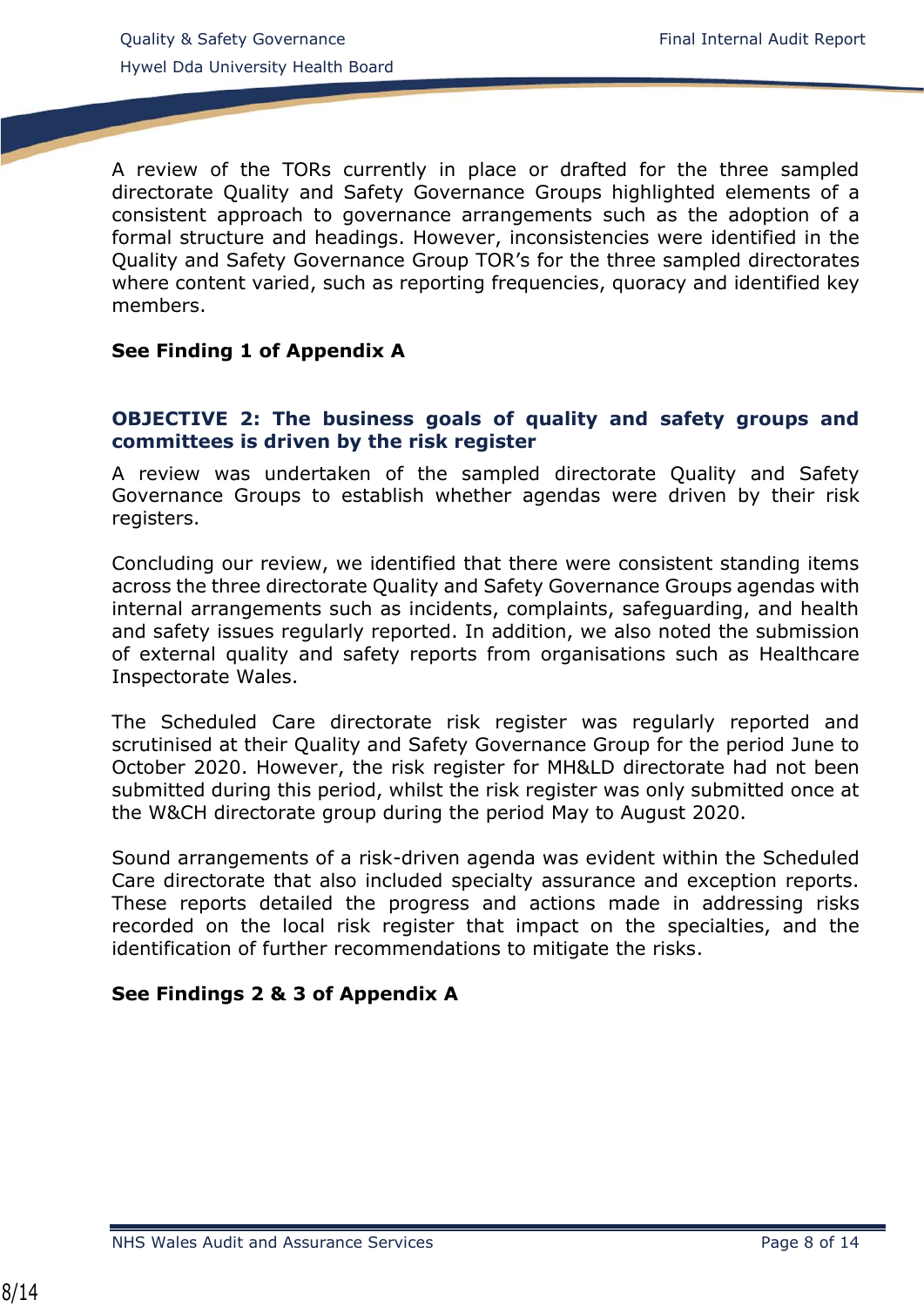A review of the TORs currently in place or drafted for the three sampled directorate Quality and Safety Governance Groups highlighted elements of a consistent approach to governance arrangements such as the adoption of a formal structure and headings. However, inconsistencies were identified in the Quality and Safety Governance Group TOR's for the three sampled directorates where content varied, such as reporting frequencies, quoracy and identified key members.

**See Finding 1 of Appendix A**

### OBJECTIVE 2: The business goals of quality and safety groups and committees is driven by the risk register

A review was undertaken of the sampled directorate Quality and Safety Governance Groups to establish whether agendas were driven by their risk registers.

Concluding our review, we identified that there were consistent standing items across the three directorate Quality and Safety Governance Groups agendas with internal arrangements such as incidents, complaints, safeguarding, and health and safety issues regularly reported. In addition, we also noted the submission of external quality and safety reports from organisations such as Healthcare Inspectorate Wales.

The Scheduled Care directorate risk register was regularly reported and scrutinised at their Quality and Safety Governance Group for the period June to October 2020. However, the risk register for MH&LD directorate had not been submitted during this period, whilst the risk register was only submitted once at the W&CH directorate group during the period May to August 2020.

Sound arrangements of a risk-driven agenda was evident within the Scheduled Care directorate that also included specialty assurance and exception reports. These reports detailed the progress and actions made in addressing risks recorded on the local risk register that impact on the specialties, and the identification of further recommendations to mitigate the risks.

**See Findings 2 & 3 of Appendix A**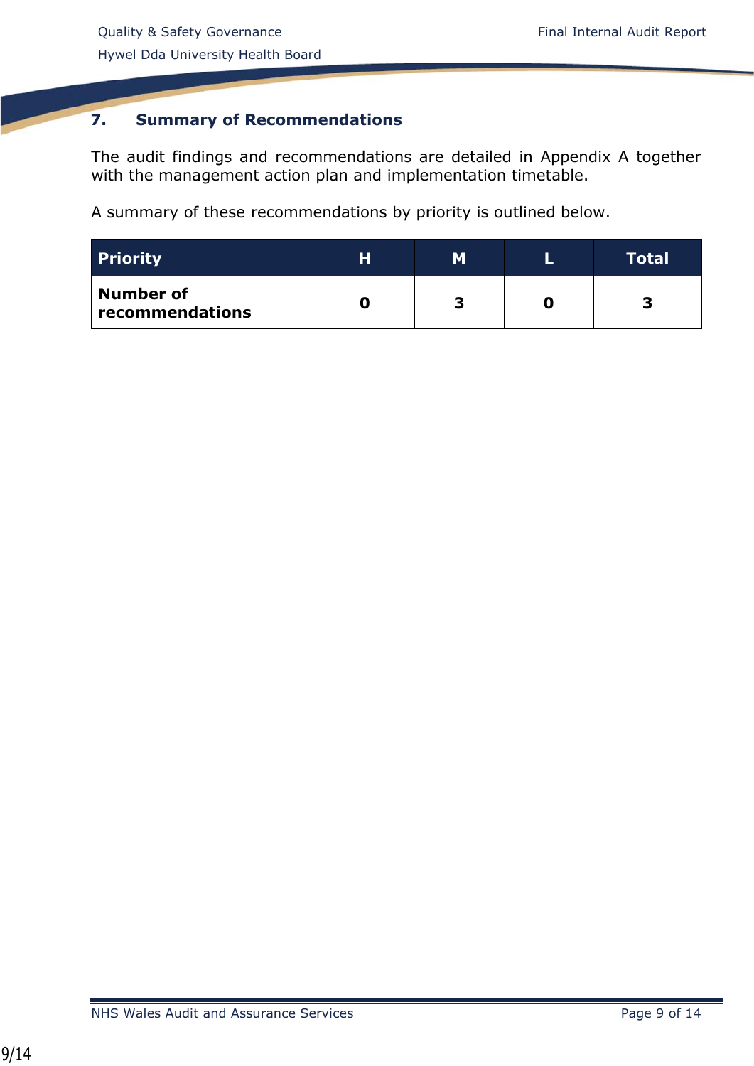## 7. Summary of Recommendations

The audit findings and recommendations are detailed in Appendix A together with the management action plan and implementation timetable.

A summary of these recommendations by priority is outlined below.

| Priority | H | M | L | Total |
|---|---|---|---|---|
| **Number of recommendations** | **0** | **3** | **0** | **3** |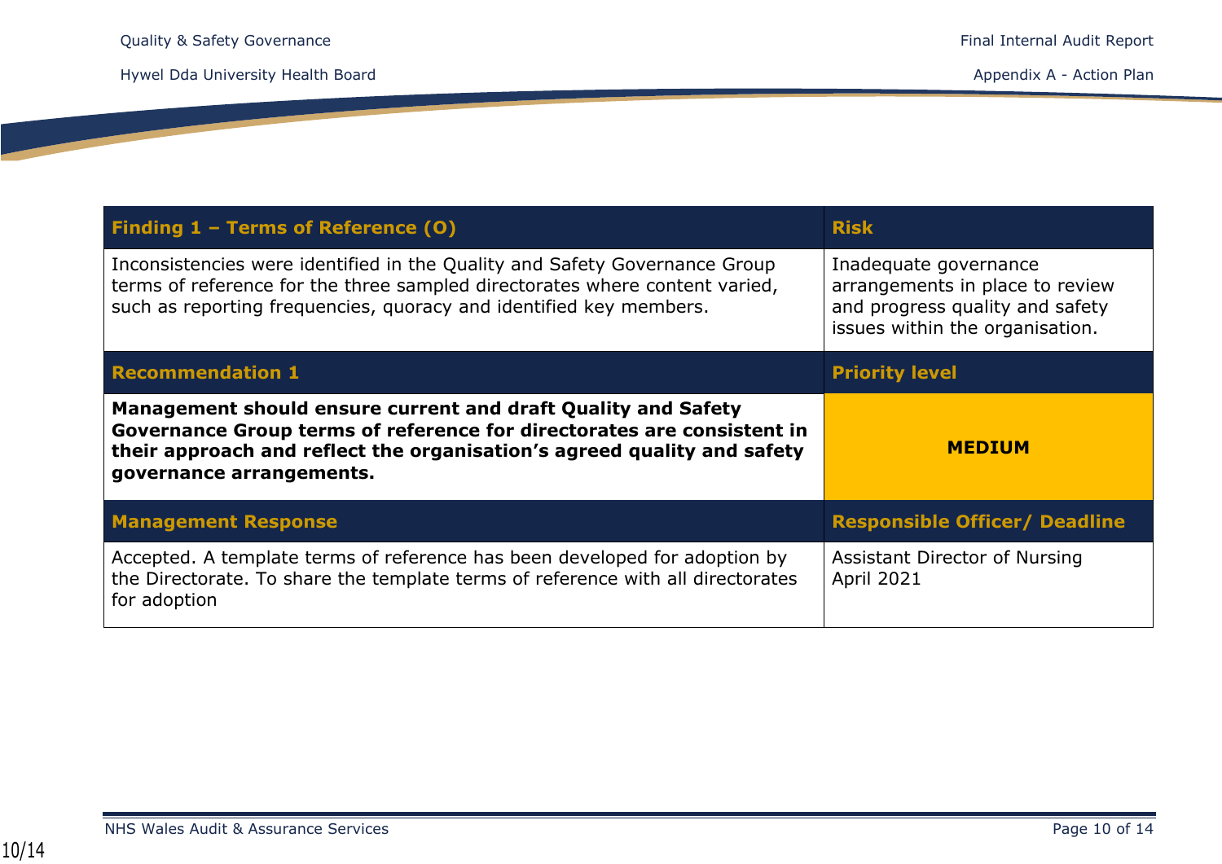| Finding 1 – Terms of Reference (O) | Risk |
|---|---|
| Inconsistencies were identified in the Quality and Safety Governance Group terms of reference for the three sampled directorates where content varied, such as reporting frequencies, quoracy and identified key members. | Inadequate governance arrangements in place to review and progress quality and safety issues within the organisation. |
| **Recommendation 1** | **Priority level** |
| **Management should ensure current and draft Quality and Safety Governance Group terms of reference for directorates are consistent in their approach and reflect the organisation's agreed quality and safety governance arrangements.** | **MEDIUM** |
| **Management Response** | **Responsible Officer/ Deadline** |
| Accepted. A template terms of reference has been developed for adoption by the Directorate. To share the template terms of reference with all directorates for adoption | Assistant Director of Nursing<br>April 2021 |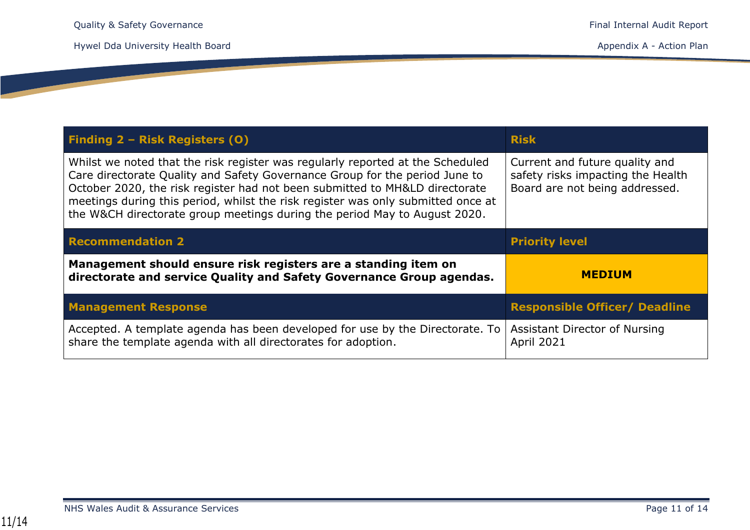| Finding 2 – Risk Registers (O) | Risk |
|---|---|
| Whilst we noted that the risk register was regularly reported at the Scheduled Care directorate Quality and Safety Governance Group for the period June to October 2020, the risk register had not been submitted to MH&LD directorate meetings during this period, whilst the risk register was only submitted once at the W&CH directorate group meetings during the period May to August 2020. | Current and future quality and safety risks impacting the Health Board are not being addressed. |
| **Recommendation 2** | **Priority level** |
| **Management should ensure risk registers are a standing item on directorate and service Quality and Safety Governance Group agendas.** | **MEDIUM** |
| **Management Response** | **Responsible Officer/ Deadline** |
| Accepted. A template agenda has been developed for use by the Directorate. To share the template agenda with all directorates for adoption. | Assistant Director of Nursing<br>April 2021 |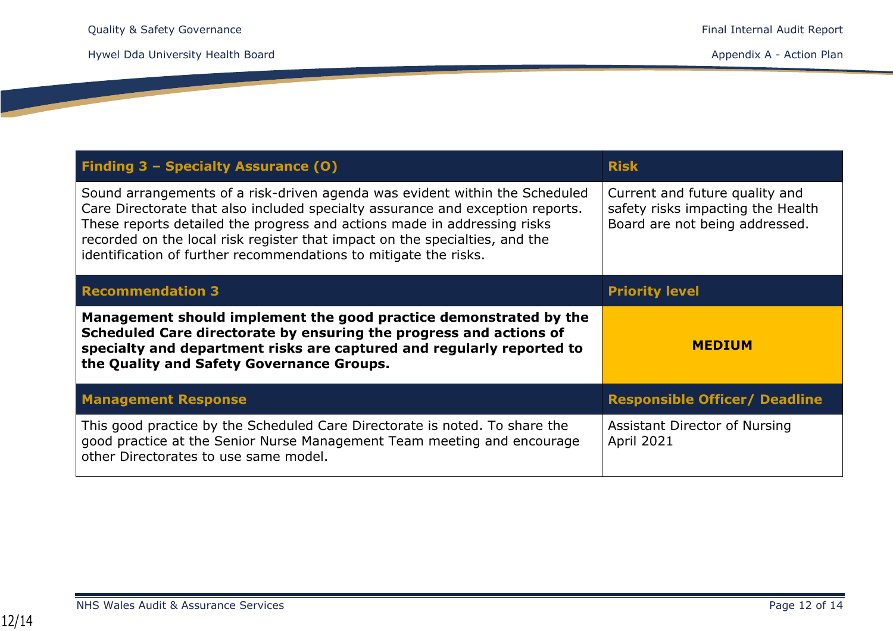| Finding 3 – Specialty Assurance (O) | Risk |
| --- | --- |
| Sound arrangements of a risk-driven agenda was evident within the Scheduled Care Directorate that also included specialty assurance and exception reports. These reports detailed the progress and actions made in addressing risks recorded on the local risk register that impact on the specialties, and the identification of further recommendations to mitigate the risks. | Current and future quality and safety risks impacting the Health Board are not being addressed. |
| **Recommendation 3** | **Priority level** |
| **Management should implement the good practice demonstrated by the Scheduled Care directorate by ensuring the progress and actions of specialty and department risks are captured and regularly reported to the Quality and Safety Governance Groups.** | **MEDIUM** |
| **Management Response** | **Responsible Officer/ Deadline** |
| This good practice by the Scheduled Care Directorate is noted. To share the good practice at the Senior Nurse Management Team meeting and encourage other Directorates to use same model. | Assistant Director of Nursing<br>April 2021 |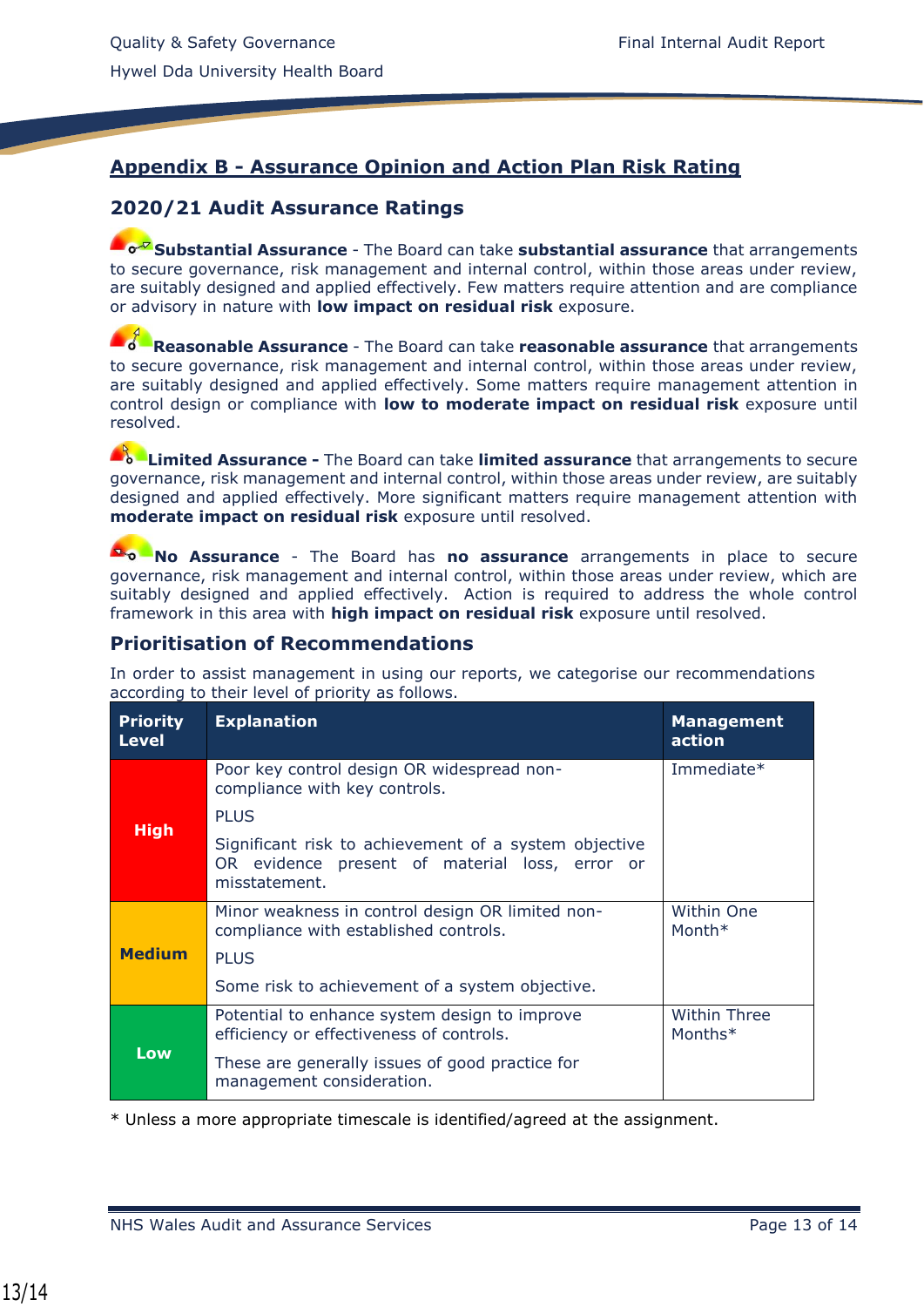## Appendix B - Assurance Opinion and Action Plan Risk Rating

### 2020/21 Audit Assurance Ratings

**Substantial Assurance** - The Board can take **substantial assurance** that arrangements to secure governance, risk management and internal control, within those areas under review, are suitably designed and applied effectively. Few matters require attention and are compliance or advisory in nature with **low impact on residual risk** exposure.

**Reasonable Assurance** - The Board can take **reasonable assurance** that arrangements to secure governance, risk management and internal control, within those areas under review, are suitably designed and applied effectively. Some matters require management attention in control design or compliance with **low to moderate impact on residual risk** exposure until resolved.

**Limited Assurance -** The Board can take **limited assurance** that arrangements to secure governance, risk management and internal control, within those areas under review, are suitably designed and applied effectively. More significant matters require management attention with **moderate impact on residual risk** exposure until resolved.

**No Assurance** - The Board has **no assurance** arrangements in place to secure governance, risk management and internal control, within those areas under review, which are suitably designed and applied effectively. Action is required to address the whole control framework in this area with **high impact on residual risk** exposure until resolved.

### Prioritisation of Recommendations

In order to assist management in using our reports, we categorise our recommendations according to their level of priority as follows.

| Priority Level | Explanation | Management action |
|---|---|---|
| **High** | Poor key control design OR widespread non-compliance with key controls.<br><br>PLUS<br><br>Significant risk to achievement of a system objective OR evidence present of material loss, error or misstatement. | Immediate* |
| **Medium** | Minor weakness in control design OR limited non-compliance with established controls.<br><br>PLUS<br><br>Some risk to achievement of a system objective. | Within One Month* |
| **Low** | Potential to enhance system design to improve efficiency or effectiveness of controls.<br><br>These are generally issues of good practice for management consideration. | Within Three Months* |

* Unless a more appropriate timescale is identified/agreed at the assignment.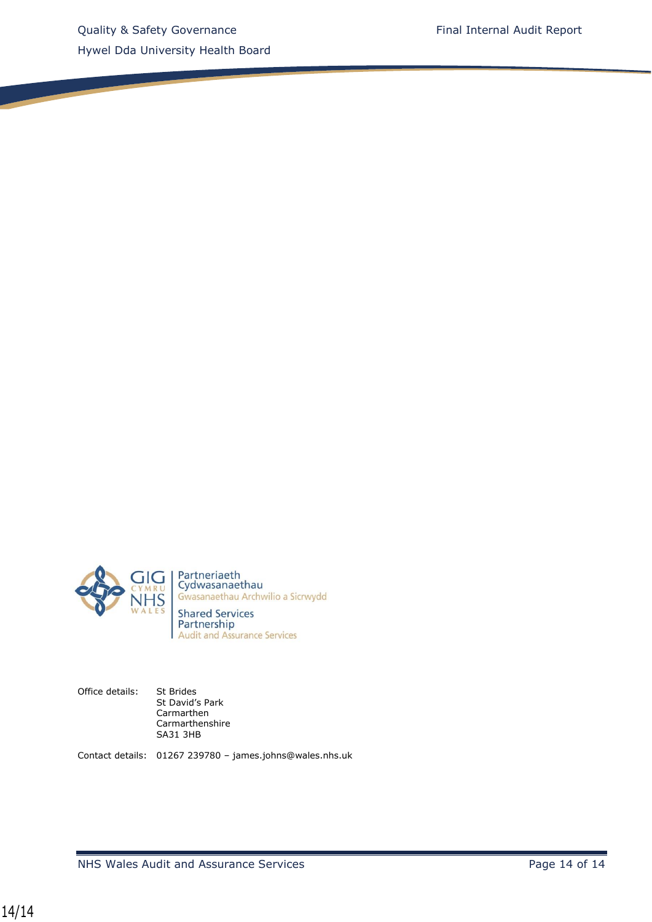Partneriaeth Cydwasanaethau
Gwasanaethau Archwilio a Sicrwydd

Shared Services Partnership
Audit and Assurance Services

| | |
|---|---|
| Office details: | St Brides<br>St David's Park<br>Carmarthen<br>Carmarthenshire<br>SA31 3HB |
| Contact details: | 01267 239780 – james.johns@wales.nhs.uk |